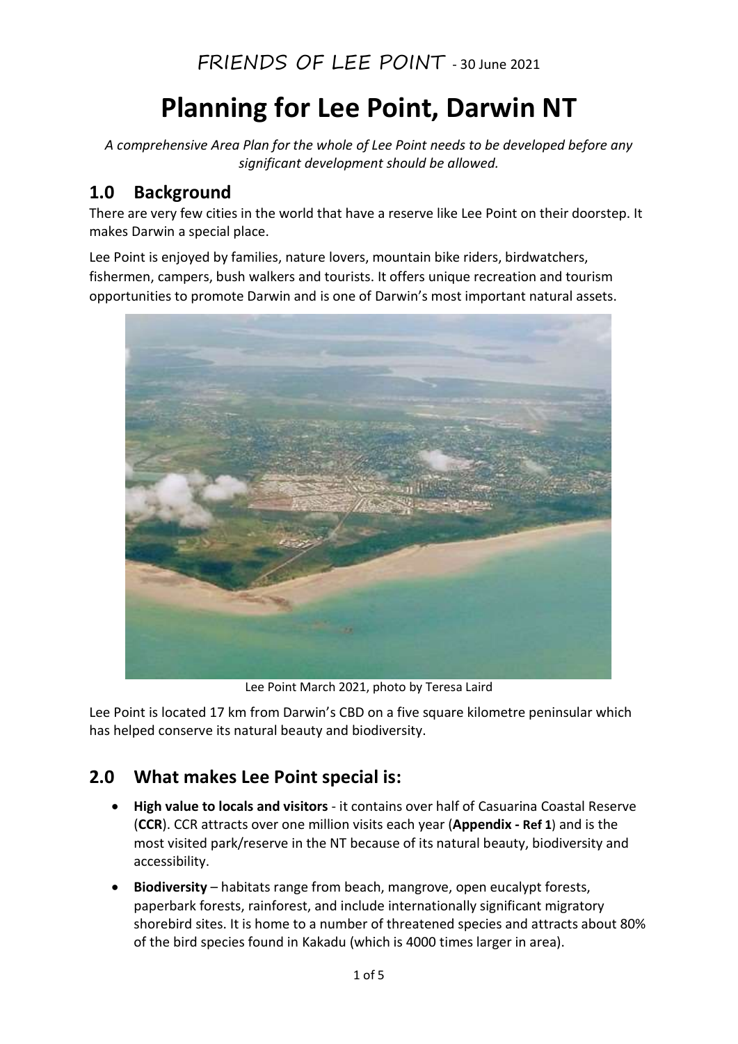FRIENDS OF LEE POINT - 30 June 2021

# Planning for Lee Point, Darwin NT

*A comprehensive Area Plan for the whole of Lee Point needs to be developed before any significant development should be allowed.*

## 1.0 Background

There are very few cities in the world that have a reserve like Lee Point on their doorstep. It makes Darwin a special place.

Lee Point is enjoyed by families, nature lovers, mountain bike riders, birdwatchers, fishermen, campers, bush walkers and tourists. It offers unique recreation and tourism opportunities to promote Darwin and is one of Darwin's most important natural assets.

Lee Point March 2021, photo by Teresa Laird

Lee Point is located 17 km from Darwin's CBD on a five square kilometre peninsular which has helped conserve its natural beauty and biodiversity.

## 2.0 What makes Lee Point special is:

- **High value to locals and visitors** - it contains over half of Casuarina Coastal Reserve (**CCR**). CCR attracts over one million visits each year (**Appendix - Ref 1**) and is the most visited park/reserve in the NT because of its natural beauty, biodiversity and accessibility.
- **Biodiversity** – habitats range from beach, mangrove, open eucalypt forests, paperbark forests, rainforest, and include internationally significant migratory shorebird sites. It is home to a number of threatened species and attracts about 80% of the bird species found in Kakadu (which is 4000 times larger in area).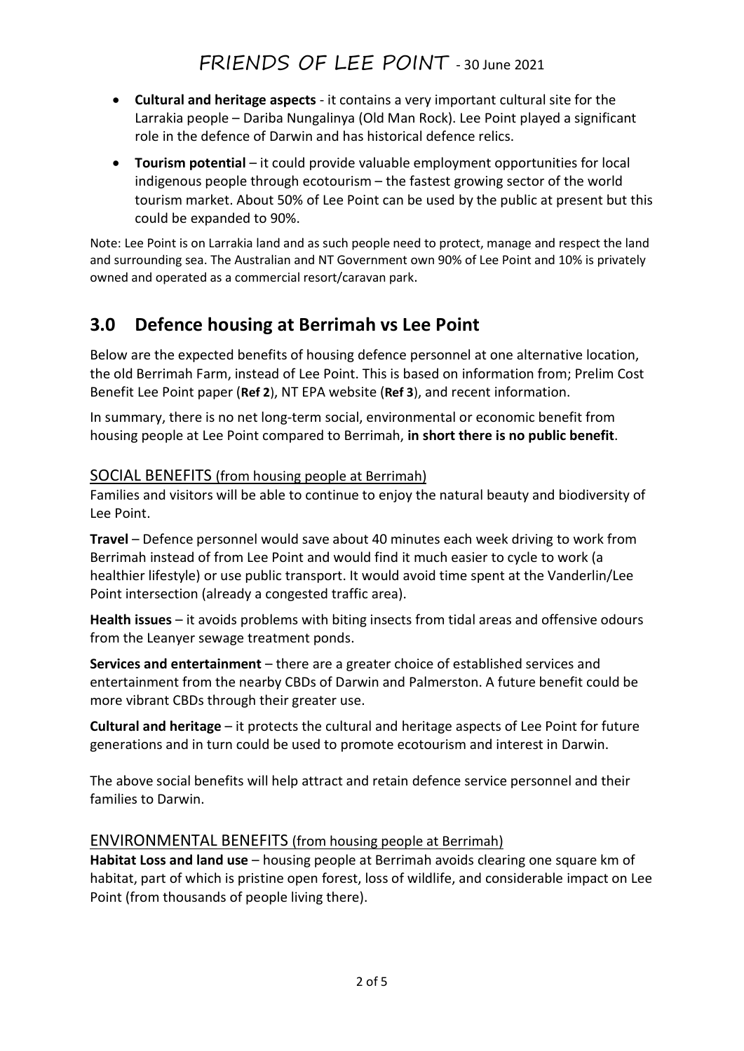- **Cultural and heritage aspects** - it contains a very important cultural site for the Larrakia people – Dariba Nungalinya (Old Man Rock). Lee Point played a significant role in the defence of Darwin and has historical defence relics.
- **Tourism potential** – it could provide valuable employment opportunities for local indigenous people through ecotourism – the fastest growing sector of the world tourism market. About 50% of Lee Point can be used by the public at present but this could be expanded to 90%.

Note: Lee Point is on Larrakia land and as such people need to protect, manage and respect the land and surrounding sea. The Australian and NT Government own 90% of Lee Point and 10% is privately owned and operated as a commercial resort/caravan park.

## 3.0 Defence housing at Berrimah vs Lee Point

Below are the expected benefits of housing defence personnel at one alternative location, the old Berrimah Farm, instead of Lee Point. This is based on information from; Prelim Cost Benefit Lee Point paper (**Ref 2**), NT EPA website (**Ref 3**), and recent information.

In summary, there is no net long-term social, environmental or economic benefit from housing people at Lee Point compared to Berrimah, **in short there is no public benefit**.

### SOCIAL BENEFITS (from housing people at Berrimah)

Families and visitors will be able to continue to enjoy the natural beauty and biodiversity of Lee Point.

**Travel** – Defence personnel would save about 40 minutes each week driving to work from Berrimah instead of from Lee Point and would find it much easier to cycle to work (a healthier lifestyle) or use public transport. It would avoid time spent at the Vanderlin/Lee Point intersection (already a congested traffic area).

**Health issues** – it avoids problems with biting insects from tidal areas and offensive odours from the Leanyer sewage treatment ponds.

**Services and entertainment** – there are a greater choice of established services and entertainment from the nearby CBDs of Darwin and Palmerston. A future benefit could be more vibrant CBDs through their greater use.

**Cultural and heritage** – it protects the cultural and heritage aspects of Lee Point for future generations and in turn could be used to promote ecotourism and interest in Darwin.

The above social benefits will help attract and retain defence service personnel and their families to Darwin.

### ENVIRONMENTAL BENEFITS (from housing people at Berrimah)

**Habitat Loss and land use** – housing people at Berrimah avoids clearing one square km of habitat, part of which is pristine open forest, loss of wildlife, and considerable impact on Lee Point (from thousands of people living there).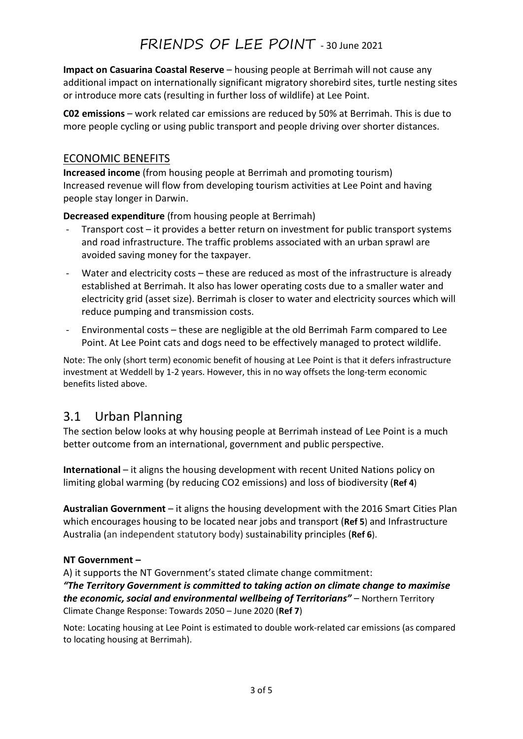**Impact on Casuarina Coastal Reserve** – housing people at Berrimah will not cause any additional impact on internationally significant migratory shorebird sites, turtle nesting sites or introduce more cats (resulting in further loss of wildlife) at Lee Point.

**C02 emissions** – work related car emissions are reduced by 50% at Berrimah. This is due to more people cycling or using public transport and people driving over shorter distances.

## ECONOMIC BENEFITS

**Increased income** (from housing people at Berrimah and promoting tourism)
Increased revenue will flow from developing tourism activities at Lee Point and having people stay longer in Darwin.

**Decreased expenditure** (from housing people at Berrimah)

- Transport cost – it provides a better return on investment for public transport systems and road infrastructure. The traffic problems associated with an urban sprawl are avoided saving money for the taxpayer.
- Water and electricity costs – these are reduced as most of the infrastructure is already established at Berrimah. It also has lower operating costs due to a smaller water and electricity grid (asset size). Berrimah is closer to water and electricity sources which will reduce pumping and transmission costs.
- Environmental costs – these are negligible at the old Berrimah Farm compared to Lee Point. At Lee Point cats and dogs need to be effectively managed to protect wildlife.

Note: The only (short term) economic benefit of housing at Lee Point is that it defers infrastructure investment at Weddell by 1-2 years. However, this in no way offsets the long-term economic benefits listed above.

## 3.1 Urban Planning

The section below looks at why housing people at Berrimah instead of Lee Point is a much better outcome from an international, government and public perspective.

**International** – it aligns the housing development with recent United Nations policy on limiting global warming (by reducing $CO_2$ emissions) and loss of biodiversity (**Ref 4**)

**Australian Government** – it aligns the housing development with the 2016 Smart Cities Plan which encourages housing to be located near jobs and transport (**Ref 5**) and Infrastructure Australia (an independent statutory body) sustainability principles (**Ref 6**).

**NT Government –**

A) it supports the NT Government's stated climate change commitment:
***"The Territory Government is committed to taking action on climate change to maximise the economic, social and environmental wellbeing of Territorians"*** – Northern Territory Climate Change Response: Towards 2050 – June 2020 (**Ref 7**)

Note: Locating housing at Lee Point is estimated to double work-related car emissions (as compared to locating housing at Berrimah).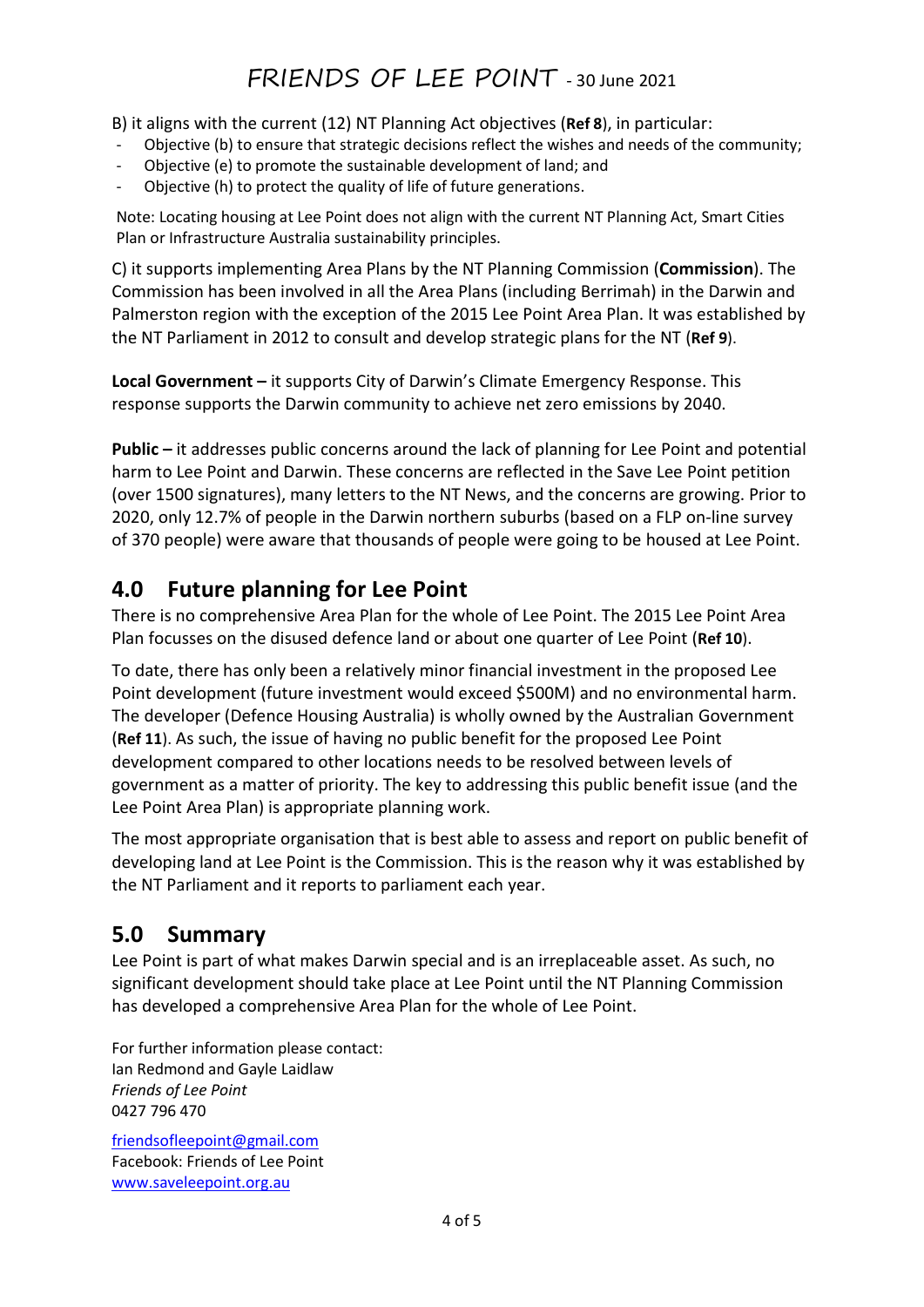B) it aligns with the current (12) NT Planning Act objectives (**Ref 8**), in particular:

- Objective (b) to ensure that strategic decisions reflect the wishes and needs of the community;
- Objective (e) to promote the sustainable development of land; and
- Objective (h) to protect the quality of life of future generations.

Note: Locating housing at Lee Point does not align with the current NT Planning Act, Smart Cities Plan or Infrastructure Australia sustainability principles.

C) it supports implementing Area Plans by the NT Planning Commission (**Commission**). The Commission has been involved in all the Area Plans (including Berrimah) in the Darwin and Palmerston region with the exception of the 2015 Lee Point Area Plan. It was established by the NT Parliament in 2012 to consult and develop strategic plans for the NT (**Ref 9**).

**Local Government –** it supports City of Darwin's Climate Emergency Response. This response supports the Darwin community to achieve net zero emissions by 2040.

**Public –** it addresses public concerns around the lack of planning for Lee Point and potential harm to Lee Point and Darwin. These concerns are reflected in the Save Lee Point petition (over 1500 signatures), many letters to the NT News, and the concerns are growing. Prior to 2020, only 12.7% of people in the Darwin northern suburbs (based on a FLP on-line survey of 370 people) were aware that thousands of people were going to be housed at Lee Point.

## 4.0 Future planning for Lee Point

There is no comprehensive Area Plan for the whole of Lee Point. The 2015 Lee Point Area Plan focusses on the disused defence land or about one quarter of Lee Point (**Ref 10**).

To date, there has only been a relatively minor financial investment in the proposed Lee Point development (future investment would exceed $500M) and no environmental harm. The developer (Defence Housing Australia) is wholly owned by the Australian Government (**Ref 11**). As such, the issue of having no public benefit for the proposed Lee Point development compared to other locations needs to be resolved between levels of government as a matter of priority. The key to addressing this public benefit issue (and the Lee Point Area Plan) is appropriate planning work.

The most appropriate organisation that is best able to assess and report on public benefit of developing land at Lee Point is the Commission. This is the reason why it was established by the NT Parliament and it reports to parliament each year.

## 5.0 Summary

Lee Point is part of what makes Darwin special and is an irreplaceable asset. As such, no significant development should take place at Lee Point until the NT Planning Commission has developed a comprehensive Area Plan for the whole of Lee Point.

For further information please contact:
Ian Redmond and Gayle Laidlaw
*Friends of Lee Point*
0427 796 470

friendsofleepoint@gmail.com
Facebook: Friends of Lee Point
www.saveleepoint.org.au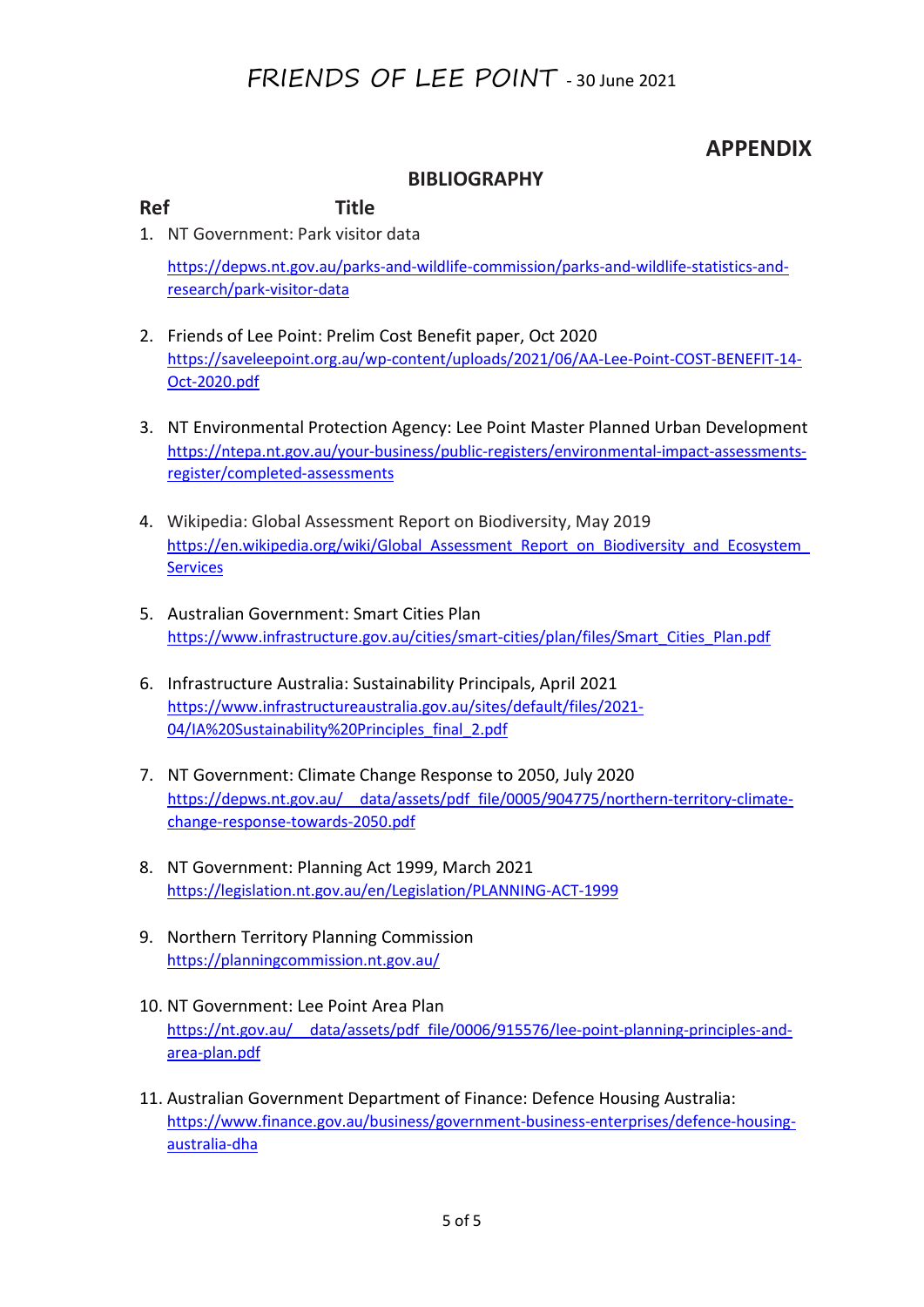## APPENDIX

### BIBLIOGRAPHY

**Ref** **Title**

1. NT Government: Park visitor data
   https://depws.nt.gov.au/parks-and-wildlife-commission/parks-and-wildlife-statistics-and-research/park-visitor-data

2. Friends of Lee Point: Prelim Cost Benefit paper, Oct 2020
   https://saveleepoint.org.au/wp-content/uploads/2021/06/AA-Lee-Point-COST-BENEFIT-14-Oct-2020.pdf

3. NT Environmental Protection Agency: Lee Point Master Planned Urban Development
   https://ntepa.nt.gov.au/your-business/public-registers/environmental-impact-assessments-register/completed-assessments

4. Wikipedia: Global Assessment Report on Biodiversity, May 2019
   https://en.wikipedia.org/wiki/Global_Assessment_Report_on_Biodiversity_and_Ecosystem_Services

5. Australian Government: Smart Cities Plan
   https://www.infrastructure.gov.au/cities/smart-cities/plan/files/Smart_Cities_Plan.pdf

6. Infrastructure Australia: Sustainability Principals, April 2021
   https://www.infrastructureaustralia.gov.au/sites/default/files/2021-04/IA%20Sustainability%20Principles_final_2.pdf

7. NT Government: Climate Change Response to 2050, July 2020
   https://depws.nt.gov.au/__data/assets/pdf_file/0005/904775/northern-territory-climate-change-response-towards-2050.pdf

8. NT Government: Planning Act 1999, March 2021
   https://legislation.nt.gov.au/en/Legislation/PLANNING-ACT-1999

9. Northern Territory Planning Commission
   https://planningcommission.nt.gov.au/

10. NT Government: Lee Point Area Plan
    https://nt.gov.au/__data/assets/pdf_file/0006/915576/lee-point-planning-principles-and-area-plan.pdf

11. Australian Government Department of Finance: Defence Housing Australia:
    https://www.finance.gov.au/business/government-business-enterprises/defence-housing-australia-dha